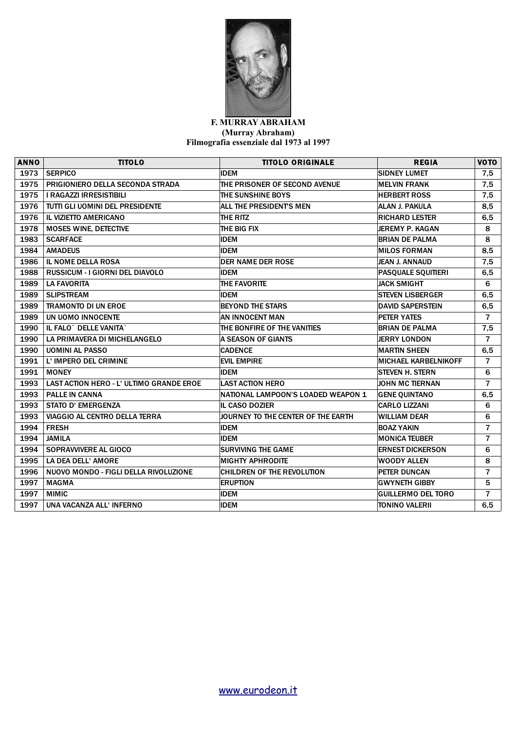**F. MURRAY ABRAHAM**
**(Murray Abraham)**
**Filmografia essenziale dal 1973 al 1997**

| ANNO | TITOLO | TITOLO ORIGINALE | REGIA | VOTO |
|---|---|---|---|---|
| 1973 | SERPICO | IDEM | SIDNEY LUMET | 7,5 |
| 1975 | PRIGIONIERO DELLA SECONDA STRADA | THE PRISONER OF SECOND AVENUE | MELVIN FRANK | 7,5 |
| 1975 | I RAGAZZI IRRESISTIBILI | THE SUNSHINE BOYS | HERBERT ROSS | 7,5 |
| 1976 | TUTTI GLI UOMINI DEL PRESIDENTE | ALL THE PRESIDENT'S MEN | ALAN J. PAKULA | 8,5 |
| 1976 | IL VIZIETTO AMERICANO | THE RITZ | RICHARD LESTER | 6,5 |
| 1978 | MOSES WINE, DETECTIVE | THE BIG FIX | JEREMY P. KAGAN | 8 |
| 1983 | SCARFACE | IDEM | BRIAN DE PALMA | 8 |
| 1984 | AMADEUS | IDEM | MILOS FORMAN | 8,5 |
| 1986 | IL NOME DELLA ROSA | DER NAME DER ROSE | JEAN J. ANNAUD | 7,5 |
| 1988 | RUSSICUM - I GIORNI DEL DIAVOLO | IDEM | PASQUALE SQUITIERI | 6,5 |
| 1989 | LA FAVORITA | THE FAVORITE | JACK SMIGHT | 6 |
| 1989 | SLIPSTREAM | IDEM | STEVEN LISBERGER | 6,5 |
| 1989 | TRAMONTO DI UN EROE | BEYOND THE STARS | DAVID SAPERSTEIN | 6,5 |
| 1989 | UN UOMO INNOCENTE | AN INNOCENT MAN | PETER YATES | 7 |
| 1990 | IL FALO` DELLE VANITA` | THE BONFIRE OF THE VANITIES | BRIAN DE PALMA | 7,5 |
| 1990 | LA PRIMAVERA DI MICHELANGELO | A SEASON OF GIANTS | JERRY LONDON | 7 |
| 1990 | UOMINI AL PASSO | CADENCE | MARTIN SHEEN | 6,5 |
| 1991 | L' IMPERO DEL CRIMINE | EVIL EMPIRE | MICHAEL KARBELNIKOFF | 7 |
| 1991 | MONEY | IDEM | STEVEN H. STERN | 6 |
| 1993 | LAST ACTION HERO - L' ULTIMO GRANDE EROE | LAST ACTION HERO | JOHN MC TIERNAN | 7 |
| 1993 | PALLE IN CANNA | NATIONAL LAMPOON'S LOADED WEAPON 1 | GENE QUINTANO | 6,5 |
| 1993 | STATO D' EMERGENZA | IL CASO DOZIER | CARLO LIZZANI | 6 |
| 1993 | VIAGGIO AL CENTRO DELLA TERRA | JOURNEY TO THE CENTER OF THE EARTH | WILLIAM DEAR | 6 |
| 1994 | FRESH | IDEM | BOAZ YAKIN | 7 |
| 1994 | JAMILA | IDEM | MONICA TEUBER | 7 |
| 1994 | SOPRAVVIVERE AL GIOCO | SURVIVING THE GAME | ERNEST DICKERSON | 6 |
| 1995 | LA DEA DELL' AMORE | MIGHTY APHRODITE | WOODY ALLEN | 8 |
| 1996 | NUOVO MONDO - FIGLI DELLA RIVOLUZIONE | CHILDREN OF THE REVOLUTION | PETER DUNCAN | 7 |
| 1997 | MAGMA | ERUPTION | GWYNETH GIBBY | 5 |
| 1997 | MIMIC | IDEM | GUILLERMO DEL TORO | 7 |
| 1997 | UNA VACANZA ALL' INFERNO | IDEM | TONINO VALERII | 6,5 |

www.eurodeon.it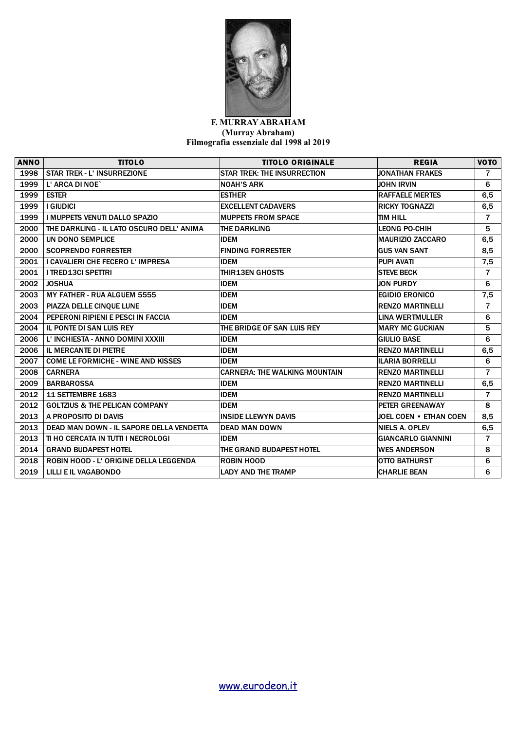**F. MURRAY ABRAHAM**
**(Murray Abraham)**
**Filmografia essenziale dal 1998 al 2019**

| ANNO | TITOLO | TITOLO ORIGINALE | REGIA | VOTO |
|---|---|---|---|---|
| 1998 | STAR TREK - L' INSURREZIONE | STAR TREK: THE INSURRECTION | JONATHAN FRAKES | 7 |
| 1999 | L' ARCA DI NOE` | NOAH'S ARK | JOHN IRVIN | 6 |
| 1999 | ESTER | ESTHER | RAFFAELE MERTES | 6,5 |
| 1999 | I GIUDICI | EXCELLENT CADAVERS | RICKY TOGNAZZI | 6,5 |
| 1999 | I MUPPETS VENUTI DALLO SPAZIO | MUPPETS FROM SPACE | TIM HILL | 7 |
| 2000 | THE DARKLING - IL LATO OSCURO DELL' ANIMA | THE DARKLING | LEONG PO-CHIH | 5 |
| 2000 | UN DONO SEMPLICE | IDEM | MAURIZIO ZACCARO | 6,5 |
| 2000 | SCOPRENDO FORRESTER | FINDING FORRESTER | GUS VAN SANT | 8,5 |
| 2001 | I CAVALIERI CHE FECERO L' IMPRESA | IDEM | PUPI AVATI | 7,5 |
| 2001 | I TRED13CI SPETTRI | THIR13EN GHOSTS | STEVE BECK | 7 |
| 2002 | JOSHUA | IDEM | JON PURDY | 6 |
| 2003 | MY FATHER - RUA ALGUEM 5555 | IDEM | EGIDIO ERONICO | 7,5 |
| 2003 | PIAZZA DELLE CINQUE LUNE | IDEM | RENZO MARTINELLI | 7 |
| 2004 | PEPERONI RIPIENI E PESCI IN FACCIA | IDEM | LINA WERTMULLER | 6 |
| 2004 | IL PONTE DI SAN LUIS REY | THE BRIDGE OF SAN LUIS REY | MARY MC GUCKIAN | 5 |
| 2006 | L' INCHIESTA - ANNO DOMINI XXXIII | IDEM | GIULIO BASE | 6 |
| 2006 | IL MERCANTE DI PIETRE | IDEM | RENZO MARTINELLI | 6,5 |
| 2007 | COME LE FORMICHE - WINE AND KISSES | IDEM | ILARIA BORRELLI | 6 |
| 2008 | CARNERA | CARNERA: THE WALKING MOUNTAIN | RENZO MARTINELLI | 7 |
| 2009 | BARBAROSSA | IDEM | RENZO MARTINELLI | 6,5 |
| 2012 | 11 SETTEMBRE 1683 | IDEM | RENZO MARTINELLI | 7 |
| 2012 | GOLTZIUS & THE PELICAN COMPANY | IDEM | PETER GREENAWAY | 8 |
| 2013 | A PROPOSITO DI DAVIS | INSIDE LLEWYN DAVIS | JOEL COEN • ETHAN COEN | 8,5 |
| 2013 | DEAD MAN DOWN - IL SAPORE DELLA VENDETTA | DEAD MAN DOWN | NIELS A. OPLEV | 6,5 |
| 2013 | TI HO CERCATA IN TUTTI I NECROLOGI | IDEM | GIANCARLO GIANNINI | 7 |
| 2014 | GRAND BUDAPEST HOTEL | THE GRAND BUDAPEST HOTEL | WES ANDERSON | 8 |
| 2018 | ROBIN HOOD - L' ORIGINE DELLA LEGGENDA | ROBIN HOOD | OTTO BATHURST | 6 |
| 2019 | LILLI E IL VAGABONDO | LADY AND THE TRAMP | CHARLIE BEAN | 6 |

www.eurodeon.it